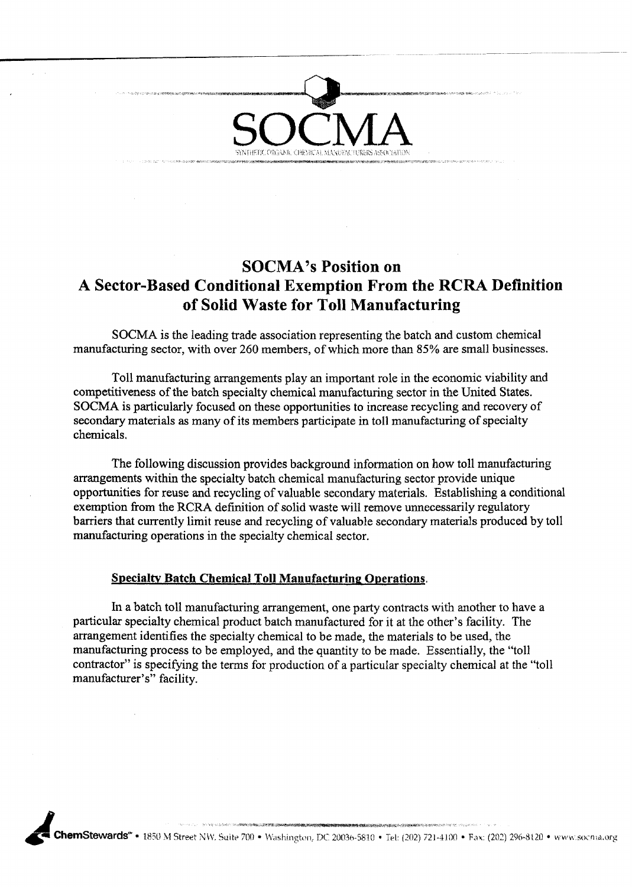SOCMA

SYNTHETIC ORGANIC CHEMICAL MANUFACTURERS ASSOCIATION

# SOCMA's Position on A Sector-Based Conditional Exemption From the RCRA Definition of Solid Waste for Toll Manufacturing

SOCMA is the leading trade association representing the batch and custom chemical manufacturing sector, with over 260 members, of which more than 85% are small businesses.

Toll manufacturing arrangements play an important role in the economic viability and competitiveness of the batch specialty chemical manufacturing sector in the United States. SOCMA is particularly focused on these opportunities to increase recycling and recovery of secondary materials as many of its members participate in toll manufacturing of specialty chemicals.

The following discussion provides background information on how toll manufacturing arrangements within the specialty batch chemical manufacturing sector provide unique opportunities for reuse and recycling of valuable secondary materials. Establishing a conditional exemption from the RCRA definition of solid waste will remove unnecessarily regulatory barriers that currently limit reuse and recycling of valuable secondary materials produced by toll manufacturing operations in the specialty chemical sector.

## Specialty Batch Chemical Toll Manufacturing Operations.

In a batch toll manufacturing arrangement, one party contracts with another to have a particular specialty chemical product batch manufactured for it at the other's facility. The arrangement identifies the specialty chemical to be made, the materials to be used, the manufacturing process to be employed, and the quantity to be made. Essentially, the "toll contractor" is specifying the terms for production of a particular specialty chemical at the "toll manufacturer's" facility.

ChemStewards℠ • 1850 M Street NW, Suite 700 • Washington, DC 20036-5810 • Tel: (202) 721-4100 • Fax: (202) 296-8120 • www.socma.org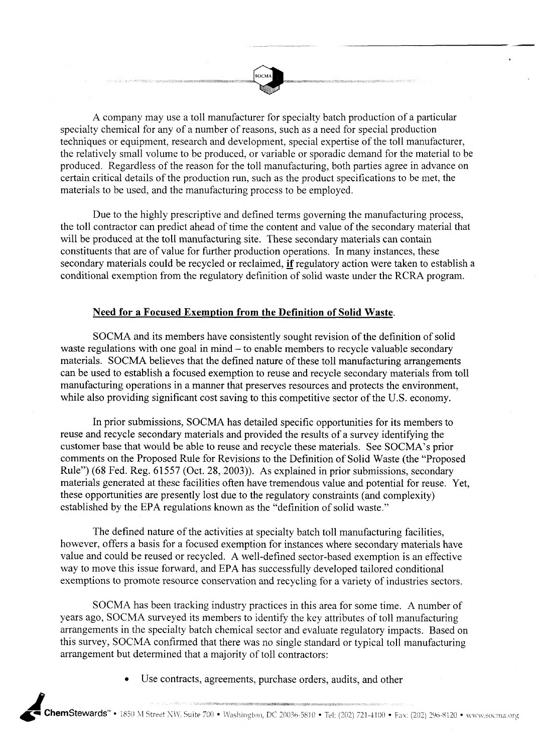A company may use a toll manufacturer for specialty batch production of a particular specialty chemical for any of a number of reasons, such as a need for special production techniques or equipment, research and development, special expertise of the toll manufacturer, the relatively small volume to be produced, or variable or sporadic demand for the material to be produced. Regardless of the reason for the toll manufacturing, both parties agree in advance on certain critical details of the production run, such as the product specifications to be met, the materials to be used, and the manufacturing process to be employed.

Due to the highly prescriptive and defined terms governing the manufacturing process, the toll contractor can predict ahead of time the content and value of the secondary material that will be produced at the toll manufacturing site. These secondary materials can contain constituents that are of value for further production operations. In many instances, these secondary materials could be recycled or reclaimed, **if** regulatory action were taken to establish a conditional exemption from the regulatory definition of solid waste under the RCRA program.

## Need for a Focused Exemption from the Definition of Solid Waste.

SOCMA and its members have consistently sought revision of the definition of solid waste regulations with one goal in mind – to enable members to recycle valuable secondary materials. SOCMA believes that the defined nature of these toll manufacturing arrangements can be used to establish a focused exemption to reuse and recycle secondary materials from toll manufacturing operations in a manner that preserves resources and protects the environment, while also providing significant cost saving to this competitive sector of the U.S. economy.

In prior submissions, SOCMA has detailed specific opportunities for its members to reuse and recycle secondary materials and provided the results of a survey identifying the customer base that would be able to reuse and recycle these materials. See SOCMA's prior comments on the Proposed Rule for Revisions to the Definition of Solid Waste (the "Proposed Rule") (68 Fed. Reg. 61557 (Oct. 28, 2003)). As explained in prior submissions, secondary materials generated at these facilities often have tremendous value and potential for reuse. Yet, these opportunities are presently lost due to the regulatory constraints (and complexity) established by the EPA regulations known as the "definition of solid waste."

The defined nature of the activities at specialty batch toll manufacturing facilities, however, offers a basis for a focused exemption for instances where secondary materials have value and could be reused or recycled. A well-defined sector-based exemption is an effective way to move this issue forward, and EPA has successfully developed tailored conditional exemptions to promote resource conservation and recycling for a variety of industries sectors.

SOCMA has been tracking industry practices in this area for some time. A number of years ago, SOCMA surveyed its members to identify the key attributes of toll manufacturing arrangements in the specialty batch chemical sector and evaluate regulatory impacts. Based on this survey, SOCMA confirmed that there was no single standard or typical toll manufacturing arrangement but determined that a majority of toll contractors:

- Use contracts, agreements, purchase orders, audits, and other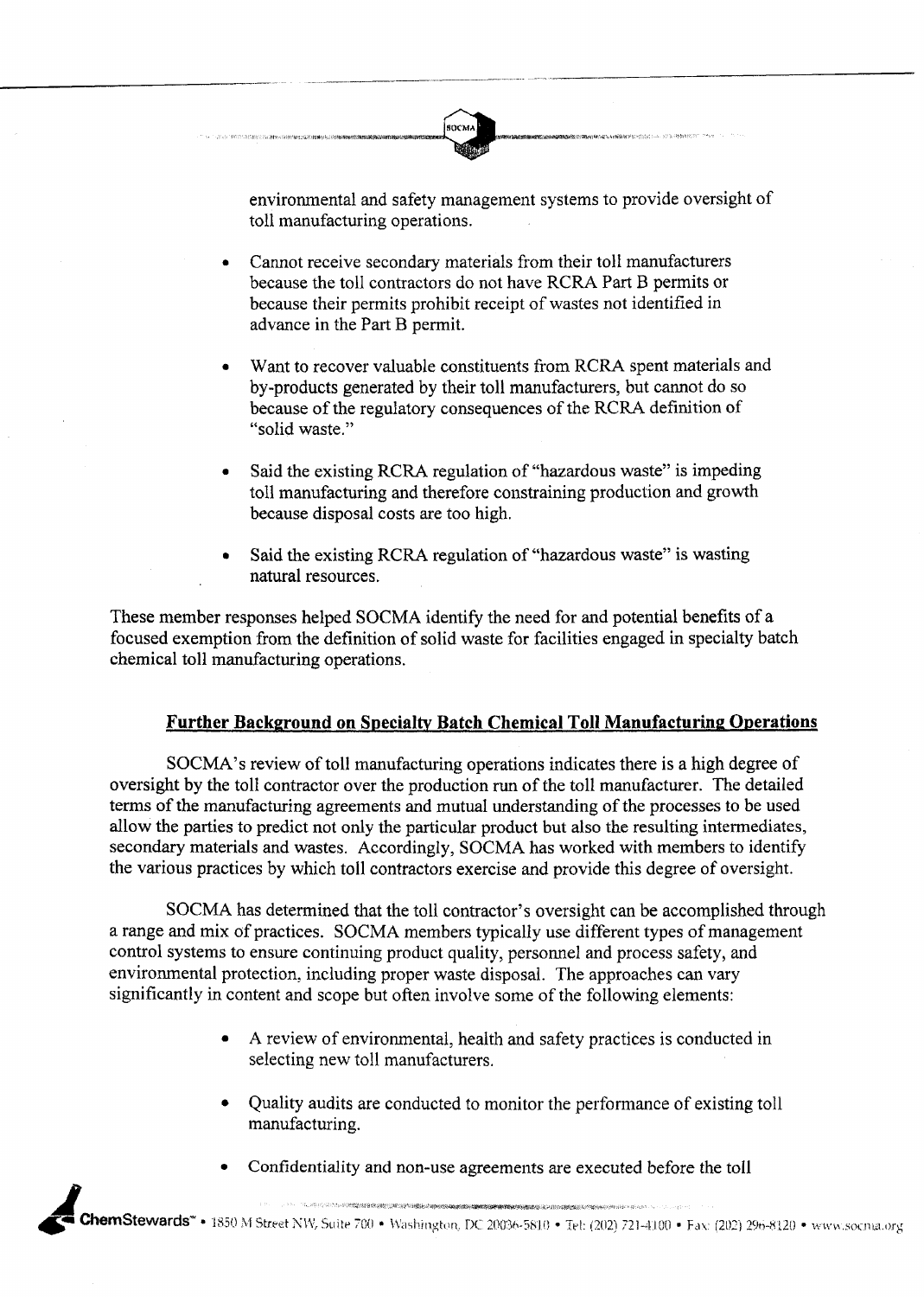environmental and safety management systems to provide oversight of toll manufacturing operations.

- Cannot receive secondary materials from their toll manufacturers because the toll contractors do not have RCRA Part B permits or because their permits prohibit receipt of wastes not identified in advance in the Part B permit.

- Want to recover valuable constituents from RCRA spent materials and by-products generated by their toll manufacturers, but cannot do so because of the regulatory consequences of the RCRA definition of "solid waste."

- Said the existing RCRA regulation of "hazardous waste" is impeding toll manufacturing and therefore constraining production and growth because disposal costs are too high.

- Said the existing RCRA regulation of "hazardous waste" is wasting natural resources.

These member responses helped SOCMA identify the need for and potential benefits of a focused exemption from the definition of solid waste for facilities engaged in specialty batch chemical toll manufacturing operations.

## Further Background on Specialty Batch Chemical Toll Manufacturing Operations

SOCMA's review of toll manufacturing operations indicates there is a high degree of oversight by the toll contractor over the production run of the toll manufacturer. The detailed terms of the manufacturing agreements and mutual understanding of the processes to be used allow the parties to predict not only the particular product but also the resulting intermediates, secondary materials and wastes. Accordingly, SOCMA has worked with members to identify the various practices by which toll contractors exercise and provide this degree of oversight.

SOCMA has determined that the toll contractor's oversight can be accomplished through a range and mix of practices. SOCMA members typically use different types of management control systems to ensure continuing product quality, personnel and process safety, and environmental protection, including proper waste disposal. The approaches can vary significantly in content and scope but often involve some of the following elements:

- A review of environmental, health and safety practices is conducted in selecting new toll manufacturers.

- Quality audits are conducted to monitor the performance of existing toll manufacturing.

- Confidentiality and non-use agreements are executed before the toll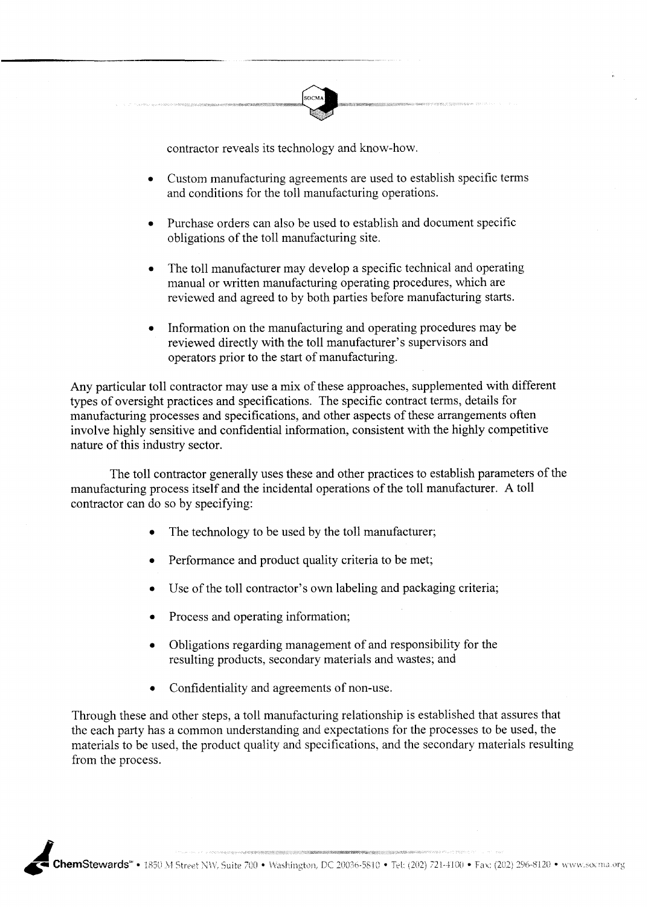contractor reveals its technology and know-how.

- Custom manufacturing agreements are used to establish specific terms and conditions for the toll manufacturing operations.

- Purchase orders can also be used to establish and document specific obligations of the toll manufacturing site.

- The toll manufacturer may develop a specific technical and operating manual or written manufacturing operating procedures, which are reviewed and agreed to by both parties before manufacturing starts.

- Information on the manufacturing and operating procedures may be reviewed directly with the toll manufacturer's supervisors and operators prior to the start of manufacturing.

Any particular toll contractor may use a mix of these approaches, supplemented with different types of oversight practices and specifications. The specific contract terms, details for manufacturing processes and specifications, and other aspects of these arrangements often involve highly sensitive and confidential information, consistent with the highly competitive nature of this industry sector.

The toll contractor generally uses these and other practices to establish parameters of the manufacturing process itself and the incidental operations of the toll manufacturer. A toll contractor can do so by specifying:

- The technology to be used by the toll manufacturer;

- Performance and product quality criteria to be met;

- Use of the toll contractor's own labeling and packaging criteria;

- Process and operating information;

- Obligations regarding management of and responsibility for the resulting products, secondary materials and wastes; and

- Confidentiality and agreements of non-use.

Through these and other steps, a toll manufacturing relationship is established that assures that the each party has a common understanding and expectations for the processes to be used, the materials to be used, the product quality and specifications, and the secondary materials resulting from the process.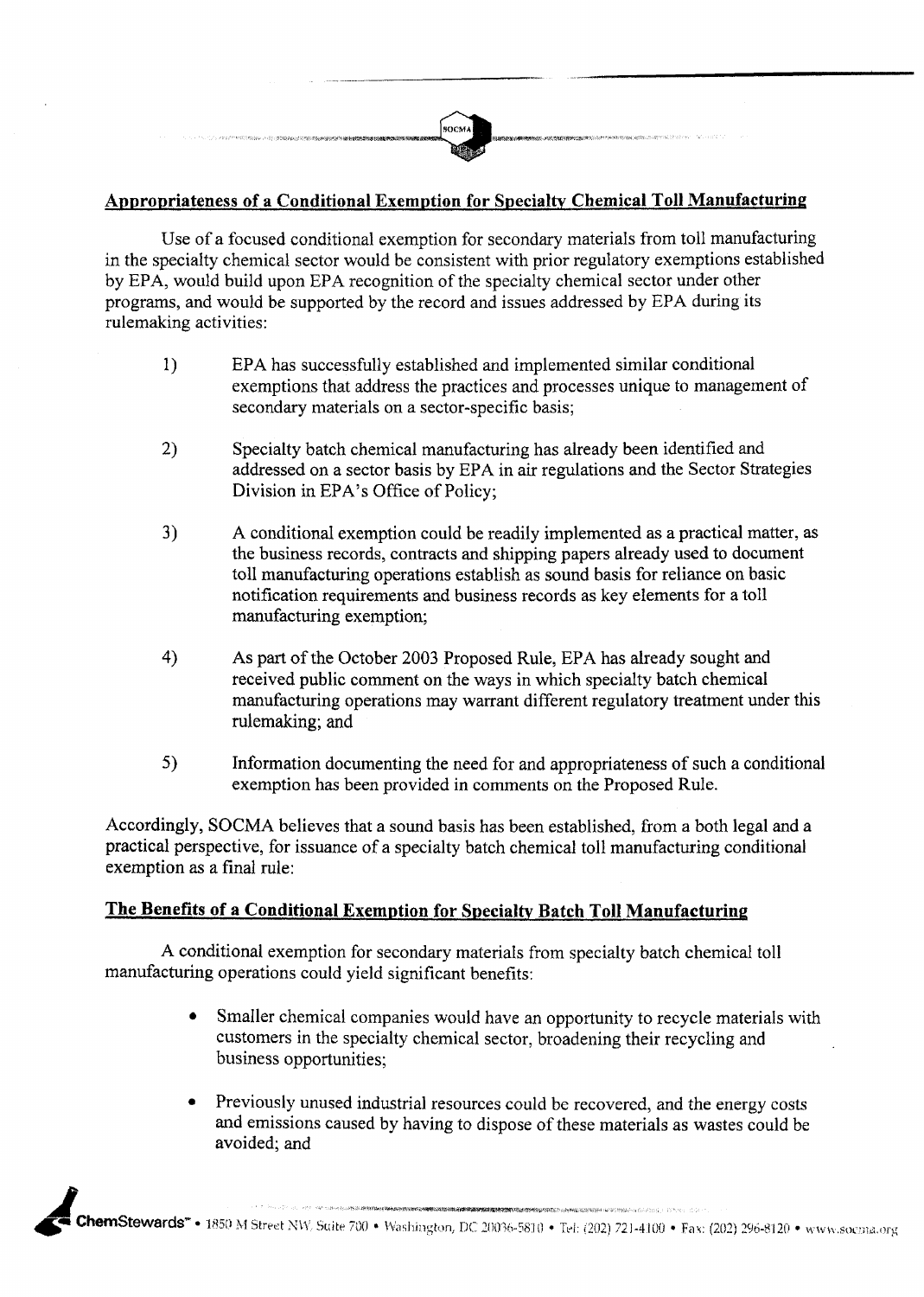## Appropriateness of a Conditional Exemption for Specialty Chemical Toll Manufacturing

Use of a focused conditional exemption for secondary materials from toll manufacturing in the specialty chemical sector would be consistent with prior regulatory exemptions established by EPA, would build upon EPA recognition of the specialty chemical sector under other programs, and would be supported by the record and issues addressed by EPA during its rulemaking activities:

1) EPA has successfully established and implemented similar conditional exemptions that address the practices and processes unique to management of secondary materials on a sector-specific basis;

2) Specialty batch chemical manufacturing has already been identified and addressed on a sector basis by EPA in air regulations and the Sector Strategies Division in EPA's Office of Policy;

3) A conditional exemption could be readily implemented as a practical matter, as the business records, contracts and shipping papers already used to document toll manufacturing operations establish as sound basis for reliance on basic notification requirements and business records as key elements for a toll manufacturing exemption;

4) As part of the October 2003 Proposed Rule, EPA has already sought and received public comment on the ways in which specialty batch chemical manufacturing operations may warrant different regulatory treatment under this rulemaking; and

5) Information documenting the need for and appropriateness of such a conditional exemption has been provided in comments on the Proposed Rule.

Accordingly, SOCMA believes that a sound basis has been established, from a both legal and a practical perspective, for issuance of a specialty batch chemical toll manufacturing conditional exemption as a final rule:

## The Benefits of a Conditional Exemption for Specialty Batch Toll Manufacturing

A conditional exemption for secondary materials from specialty batch chemical toll manufacturing operations could yield significant benefits:

- Smaller chemical companies would have an opportunity to recycle materials with customers in the specialty chemical sector, broadening their recycling and business opportunities;

- Previously unused industrial resources could be recovered, and the energy costs and emissions caused by having to dispose of these materials as wastes could be avoided; and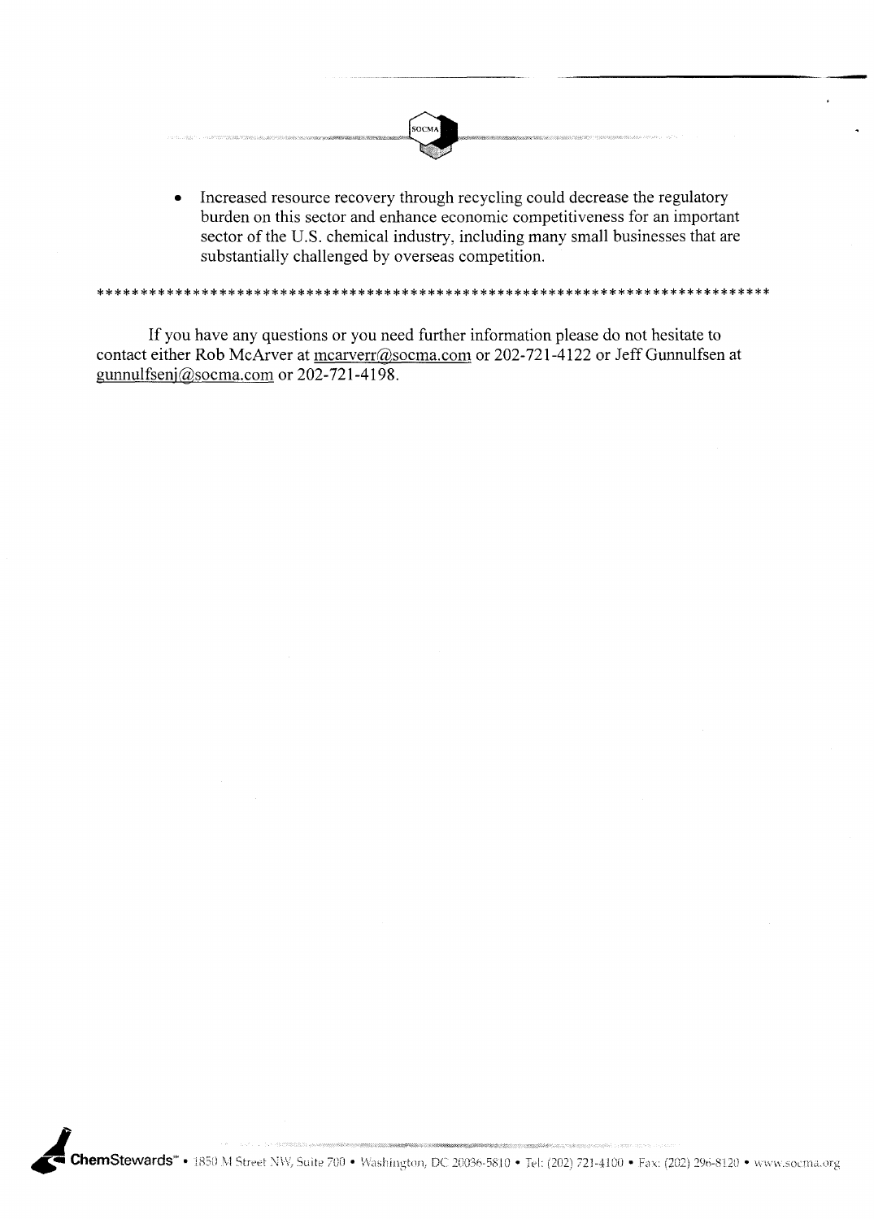- Increased resource recovery through recycling could decrease the regulatory burden on this sector and enhance economic competitiveness for an important sector of the U.S. chemical industry, including many small businesses that are substantially challenged by overseas competition.

******************************************************************************

If you have any questions or you need further information please do not hesitate to contact either Rob McArver at mcarverr@socma.com or 202-721-4122 or Jeff Gunnulfsen at gunnulfsenj@socma.com or 202-721-4198.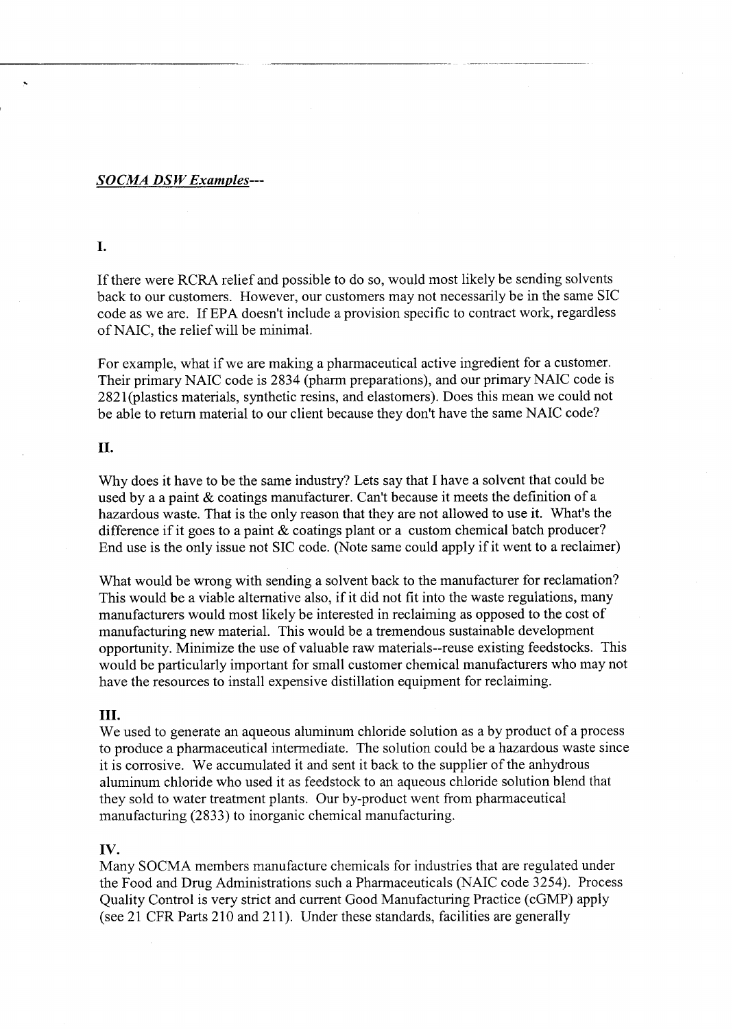***SOCMA DSW Examples---***

**I.**

If there were RCRA relief and possible to do so, would most likely be sending solvents back to our customers. However, our customers may not necessarily be in the same SIC code as we are. If EPA doesn't include a provision specific to contract work, regardless of NAIC, the relief will be minimal.

For example, what if we are making a pharmaceutical active ingredient for a customer. Their primary NAIC code is 2834 (pharm preparations), and our primary NAIC code is 2821(plastics materials, synthetic resins, and elastomers). Does this mean we could not be able to return material to our client because they don't have the same NAIC code?

**II.**

Why does it have to be the same industry? Lets say that I have a solvent that could be used by a a paint & coatings manufacturer. Can't because it meets the definition of a hazardous waste. That is the only reason that they are not allowed to use it. What's the difference if it goes to a paint & coatings plant or a custom chemical batch producer? End use is the only issue not SIC code. (Note same could apply if it went to a reclaimer)

What would be wrong with sending a solvent back to the manufacturer for reclamation? This would be a viable alternative also, if it did not fit into the waste regulations, many manufacturers would most likely be interested in reclaiming as opposed to the cost of manufacturing new material. This would be a tremendous sustainable development opportunity. Minimize the use of valuable raw materials--reuse existing feedstocks. This would be particularly important for small customer chemical manufacturers who may not have the resources to install expensive distillation equipment for reclaiming.

**III.**

We used to generate an aqueous aluminum chloride solution as a by product of a process to produce a pharmaceutical intermediate. The solution could be a hazardous waste since it is corrosive. We accumulated it and sent it back to the supplier of the anhydrous aluminum chloride who used it as feedstock to an aqueous chloride solution blend that they sold to water treatment plants. Our by-product went from pharmaceutical manufacturing (2833) to inorganic chemical manufacturing.

**IV.**

Many SOCMA members manufacture chemicals for industries that are regulated under the Food and Drug Administrations such a Pharmaceuticals (NAIC code 3254). Process Quality Control is very strict and current Good Manufacturing Practice (cGMP) apply (see 21 CFR Parts 210 and 211). Under these standards, facilities are generally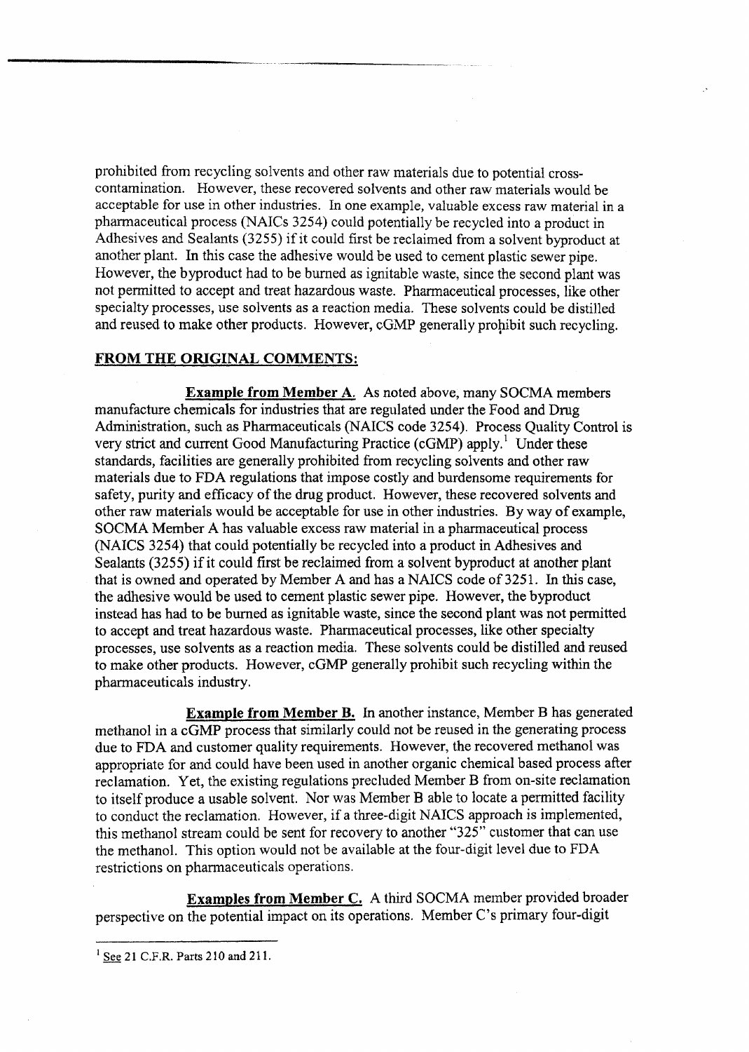prohibited from recycling solvents and other raw materials due to potential cross-contamination. However, these recovered solvents and other raw materials would be acceptable for use in other industries. In one example, valuable excess raw material in a pharmaceutical process (NAICs 3254) could potentially be recycled into a product in Adhesives and Sealants (3255) if it could first be reclaimed from a solvent byproduct at another plant. In this case the adhesive would be used to cement plastic sewer pipe. However, the byproduct had to be burned as ignitable waste, since the second plant was not permitted to accept and treat hazardous waste. Pharmaceutical processes, like other specialty processes, use solvents as a reaction media. These solvents could be distilled and reused to make other products. However, cGMP generally prohibit such recycling.

**FROM THE ORIGINAL COMMENTS:**

**Example from Member A.** As noted above, many SOCMA members manufacture chemicals for industries that are regulated under the Food and Drug Administration, such as Pharmaceuticals (NAICS code 3254). Process Quality Control is very strict and current Good Manufacturing Practice (cGMP) apply.[1] Under these standards, facilities are generally prohibited from recycling solvents and other raw materials due to FDA regulations that impose costly and burdensome requirements for safety, purity and efficacy of the drug product. However, these recovered solvents and other raw materials would be acceptable for use in other industries. By way of example, SOCMA Member A has valuable excess raw material in a pharmaceutical process (NAICS 3254) that could potentially be recycled into a product in Adhesives and Sealants (3255) if it could first be reclaimed from a solvent byproduct at another plant that is owned and operated by Member A and has a NAICS code of 3251. In this case, the adhesive would be used to cement plastic sewer pipe. However, the byproduct instead has had to be burned as ignitable waste, since the second plant was not permitted to accept and treat hazardous waste. Pharmaceutical processes, like other specialty processes, use solvents as a reaction media. These solvents could be distilled and reused to make other products. However, cGMP generally prohibit such recycling within the pharmaceuticals industry.

**Example from Member B.** In another instance, Member B has generated methanol in a cGMP process that similarly could not be reused in the generating process due to FDA and customer quality requirements. However, the recovered methanol was appropriate for and could have been used in another organic chemical based process after reclamation. Yet, the existing regulations precluded Member B from on-site reclamation to itself produce a usable solvent. Nor was Member B able to locate a permitted facility to conduct the reclamation. However, if a three-digit NAICS approach is implemented, this methanol stream could be sent for recovery to another "325" customer that can use the methanol. This option would not be available at the four-digit level due to FDA restrictions on pharmaceuticals operations.

**Examples from Member C.** A third SOCMA member provided broader perspective on the potential impact on its operations. Member C's primary four-digit

---

[1] See 21 C.F.R. Parts 210 and 211.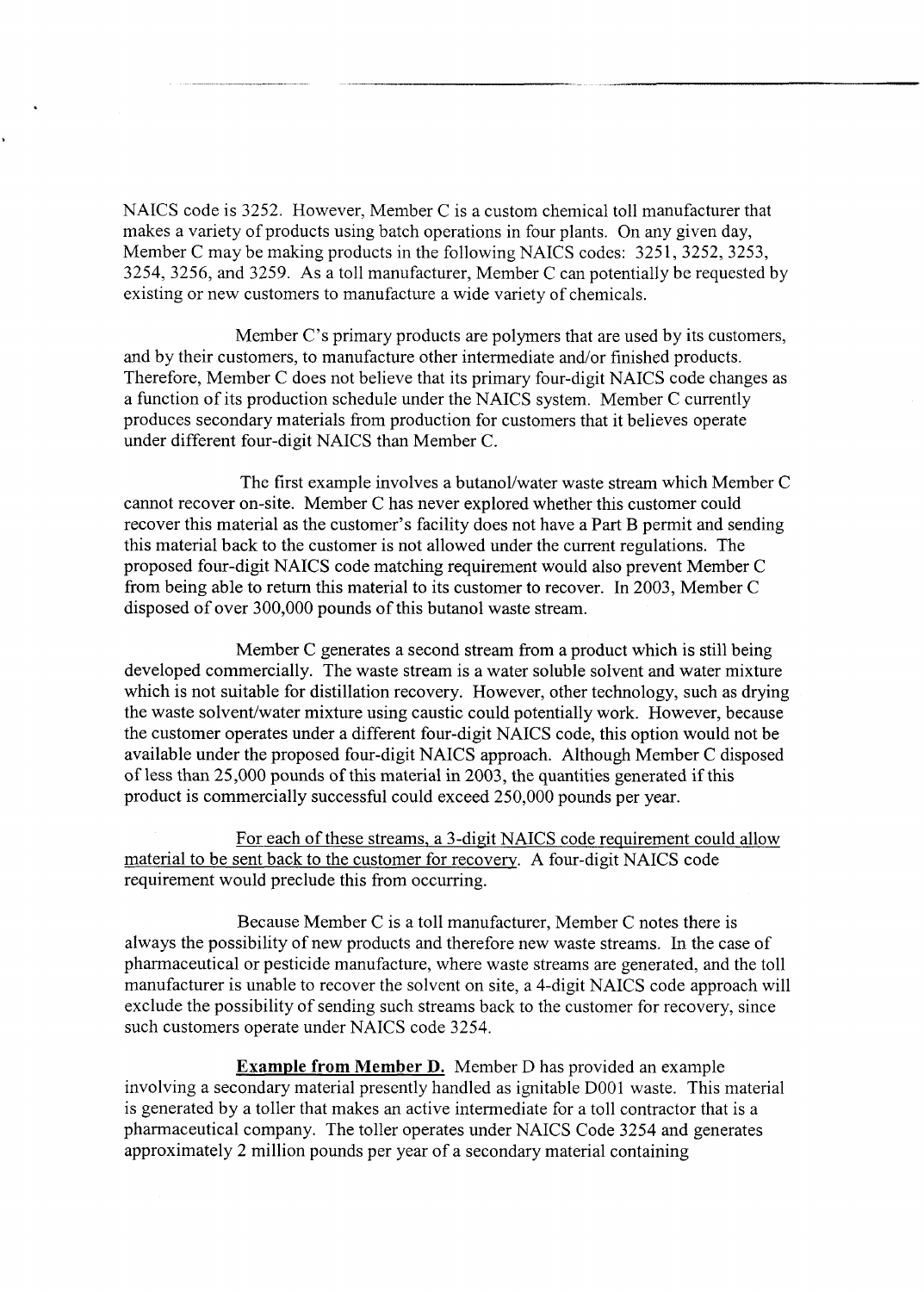NAICS code is 3252. However, Member C is a custom chemical toll manufacturer that makes a variety of products using batch operations in four plants. On any given day, Member C may be making products in the following NAICS codes: 3251, 3252, 3253, 3254, 3256, and 3259. As a toll manufacturer, Member C can potentially be requested by existing or new customers to manufacture a wide variety of chemicals.

Member C's primary products are polymers that are used by its customers, and by their customers, to manufacture other intermediate and/or finished products. Therefore, Member C does not believe that its primary four-digit NAICS code changes as a function of its production schedule under the NAICS system. Member C currently produces secondary materials from production for customers that it believes operate under different four-digit NAICS than Member C.

The first example involves a butanol/water waste stream which Member C cannot recover on-site. Member C has never explored whether this customer could recover this material as the customer's facility does not have a Part B permit and sending this material back to the customer is not allowed under the current regulations. The proposed four-digit NAICS code matching requirement would also prevent Member C from being able to return this material to its customer to recover. In 2003, Member C disposed of over 300,000 pounds of this butanol waste stream.

Member C generates a second stream from a product which is still being developed commercially. The waste stream is a water soluble solvent and water mixture which is not suitable for distillation recovery. However, other technology, such as drying the waste solvent/water mixture using caustic could potentially work. However, because the customer operates under a different four-digit NAICS code, this option would not be available under the proposed four-digit NAICS approach. Although Member C disposed of less than 25,000 pounds of this material in 2003, the quantities generated if this product is commercially successful could exceed 250,000 pounds per year.

<u>For each of these streams, a 3-digit NAICS code requirement could allow material to be sent back to the customer for recovery.</u> A four-digit NAICS code requirement would preclude this from occurring.

Because Member C is a toll manufacturer, Member C notes there is always the possibility of new products and therefore new waste streams. In the case of pharmaceutical or pesticide manufacture, where waste streams are generated, and the toll manufacturer is unable to recover the solvent on site, a 4-digit NAICS code approach will exclude the possibility of sending such streams back to the customer for recovery, since such customers operate under NAICS code 3254.

**<u>Example from Member D.</u>** Member D has provided an example involving a secondary material presently handled as ignitable D001 waste. This material is generated by a toller that makes an active intermediate for a toll contractor that is a pharmaceutical company. The toller operates under NAICS Code 3254 and generates approximately 2 million pounds per year of a secondary material containing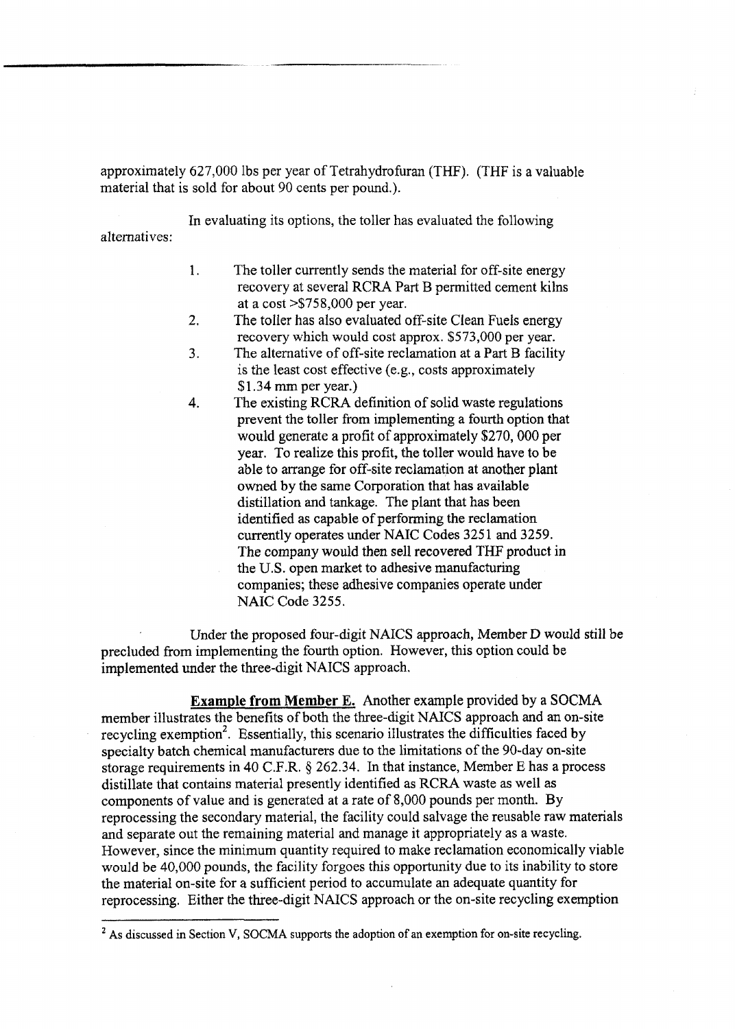approximately 627,000 lbs per year of Tetrahydrofuran (THF). (THF is a valuable material that is sold for about 90 cents per pound.).

In evaluating its options, the toller has evaluated the following alternatives:

1. The toller currently sends the material for off-site energy recovery at several RCRA Part B permitted cement kilns at a cost >$758,000 per year.
2. The toller has also evaluated off-site Clean Fuels energy recovery which would cost approx. $573,000 per year.
3. The alternative of off-site reclamation at a Part B facility is the least cost effective (e.g., costs approximately $1.34 mm per year.)
4. The existing RCRA definition of solid waste regulations prevent the toller from implementing a fourth option that would generate a profit of approximately $270, 000 per year. To realize this profit, the toller would have to be able to arrange for off-site reclamation at another plant owned by the same Corporation that has available distillation and tankage. The plant that has been identified as capable of performing the reclamation currently operates under NAIC Codes 3251 and 3259. The company would then sell recovered THF product in the U.S. open market to adhesive manufacturing companies; these adhesive companies operate under NAIC Code 3255.

Under the proposed four-digit NAICS approach, Member D would still be precluded from implementing the fourth option. However, this option could be implemented under the three-digit NAICS approach.

**Example from Member E.** Another example provided by a SOCMA member illustrates the benefits of both the three-digit NAICS approach and an on-site recycling exemption[2]. Essentially, this scenario illustrates the difficulties faced by specialty batch chemical manufacturers due to the limitations of the 90-day on-site storage requirements in 40 C.F.R. § 262.34. In that instance, Member E has a process distillate that contains material presently identified as RCRA waste as well as components of value and is generated at a rate of 8,000 pounds per month. By reprocessing the secondary material, the facility could salvage the reusable raw materials and separate out the remaining material and manage it appropriately as a waste. However, since the minimum quantity required to make reclamation economically viable would be 40,000 pounds, the facility forgoes this opportunity due to its inability to store the material on-site for a sufficient period to accumulate an adequate quantity for reprocessing. Either the three-digit NAICS approach or the on-site recycling exemption

[2] As discussed in Section V, SOCMA supports the adoption of an exemption for on-site recycling.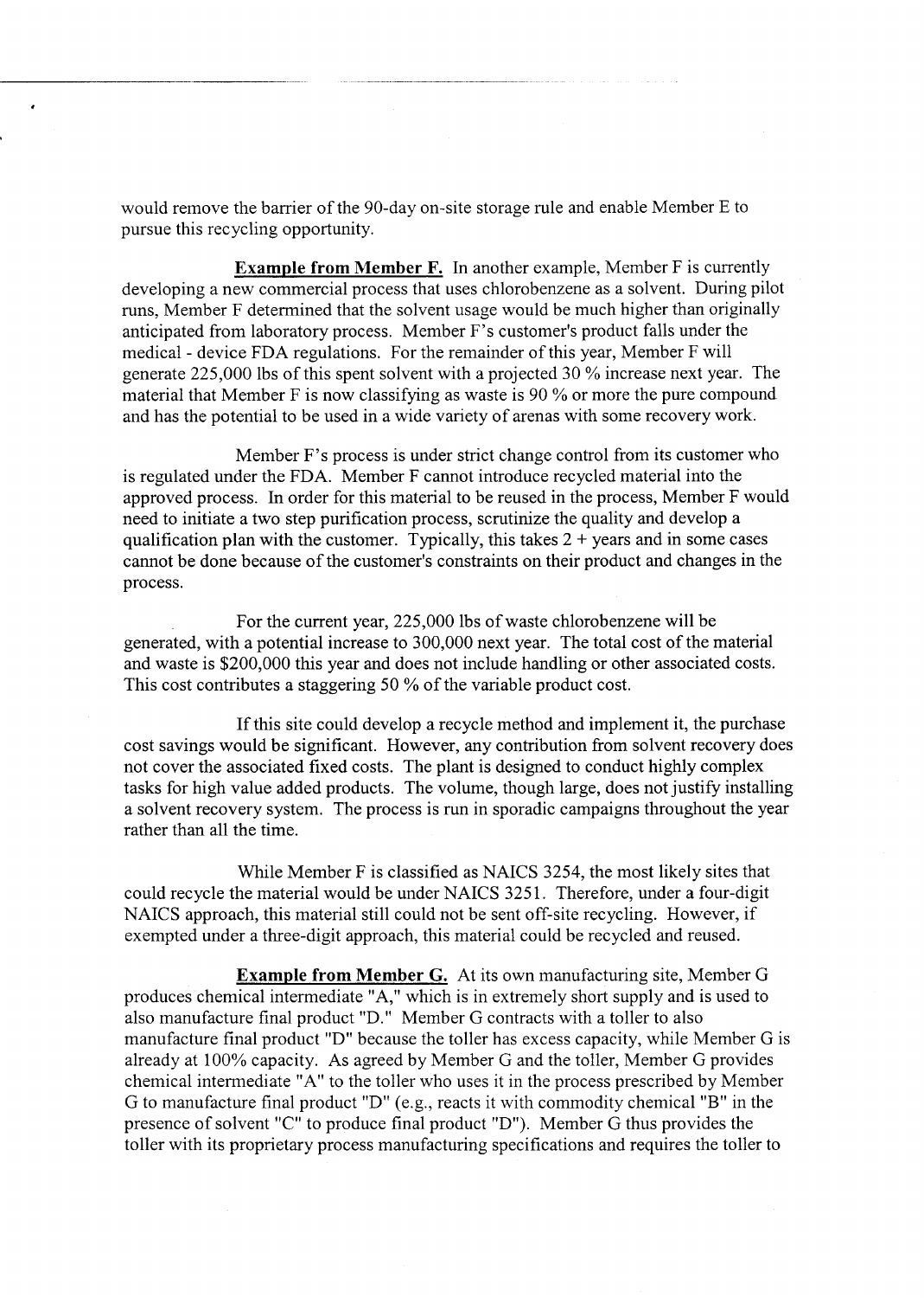would remove the barrier of the 90-day on-site storage rule and enable Member E to pursue this recycling opportunity.

**Example from Member F.** In another example, Member F is currently developing a new commercial process that uses chlorobenzene as a solvent. During pilot runs, Member F determined that the solvent usage would be much higher than originally anticipated from laboratory process. Member F's customer's product falls under the medical - device FDA regulations. For the remainder of this year, Member F will generate 225,000 lbs of this spent solvent with a projected 30 % increase next year. The material that Member F is now classifying as waste is 90 % or more the pure compound and has the potential to be used in a wide variety of arenas with some recovery work.

Member F's process is under strict change control from its customer who is regulated under the FDA. Member F cannot introduce recycled material into the approved process. In order for this material to be reused in the process, Member F would need to initiate a two step purification process, scrutinize the quality and develop a qualification plan with the customer. Typically, this takes 2 + years and in some cases cannot be done because of the customer's constraints on their product and changes in the process.

For the current year, 225,000 lbs of waste chlorobenzene will be generated, with a potential increase to 300,000 next year. The total cost of the material and waste is $200,000 this year and does not include handling or other associated costs. This cost contributes a staggering 50 % of the variable product cost.

If this site could develop a recycle method and implement it, the purchase cost savings would be significant. However, any contribution from solvent recovery does not cover the associated fixed costs. The plant is designed to conduct highly complex tasks for high value added products. The volume, though large, does not justify installing a solvent recovery system. The process is run in sporadic campaigns throughout the year rather than all the time.

While Member F is classified as NAICS 3254, the most likely sites that could recycle the material would be under NAICS 3251. Therefore, under a four-digit NAICS approach, this material still could not be sent off-site recycling. However, if exempted under a three-digit approach, this material could be recycled and reused.

**Example from Member G.** At its own manufacturing site, Member G produces chemical intermediate "A," which is in extremely short supply and is used to also manufacture final product "D." Member G contracts with a toller to also manufacture final product "D" because the toller has excess capacity, while Member G is already at 100% capacity. As agreed by Member G and the toller, Member G provides chemical intermediate "A" to the toller who uses it in the process prescribed by Member G to manufacture final product "D" (e.g., reacts it with commodity chemical "B" in the presence of solvent "C" to produce final product "D"). Member G thus provides the toller with its proprietary process manufacturing specifications and requires the toller to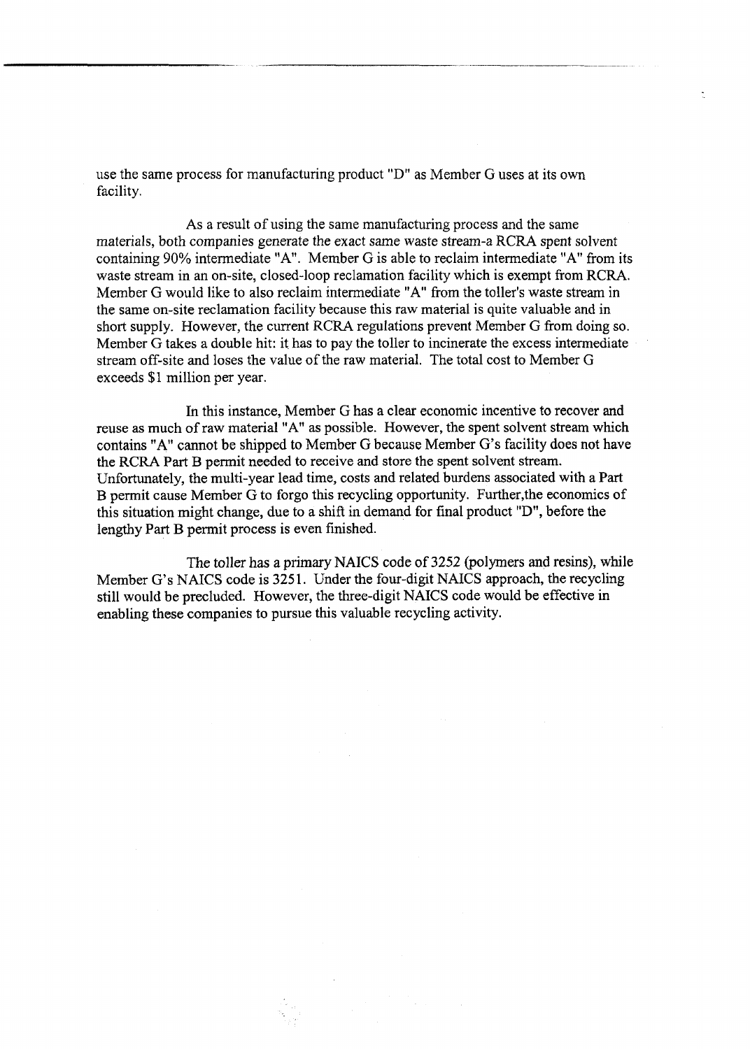use the same process for manufacturing product "D" as Member G uses at its own facility.

As a result of using the same manufacturing process and the same materials, both companies generate the exact same waste stream-a RCRA spent solvent containing 90% intermediate "A". Member G is able to reclaim intermediate "A" from its waste stream in an on-site, closed-loop reclamation facility which is exempt from RCRA. Member G would like to also reclaim intermediate "A" from the toller's waste stream in the same on-site reclamation facility because this raw material is quite valuable and in short supply. However, the current RCRA regulations prevent Member G from doing so. Member G takes a double hit: it has to pay the toller to incinerate the excess intermediate stream off-site and loses the value of the raw material. The total cost to Member G exceeds $1 million per year.

In this instance, Member G has a clear economic incentive to recover and reuse as much of raw material "A" as possible. However, the spent solvent stream which contains "A" cannot be shipped to Member G because Member G's facility does not have the RCRA Part B permit needed to receive and store the spent solvent stream. Unfortunately, the multi-year lead time, costs and related burdens associated with a Part B permit cause Member G to forgo this recycling opportunity. Further,the economics of this situation might change, due to a shift in demand for final product "D", before the lengthy Part B permit process is even finished.

The toller has a primary NAICS code of 3252 (polymers and resins), while Member G's NAICS code is 3251. Under the four-digit NAICS approach, the recycling still would be precluded. However, the three-digit NAICS code would be effective in enabling these companies to pursue this valuable recycling activity.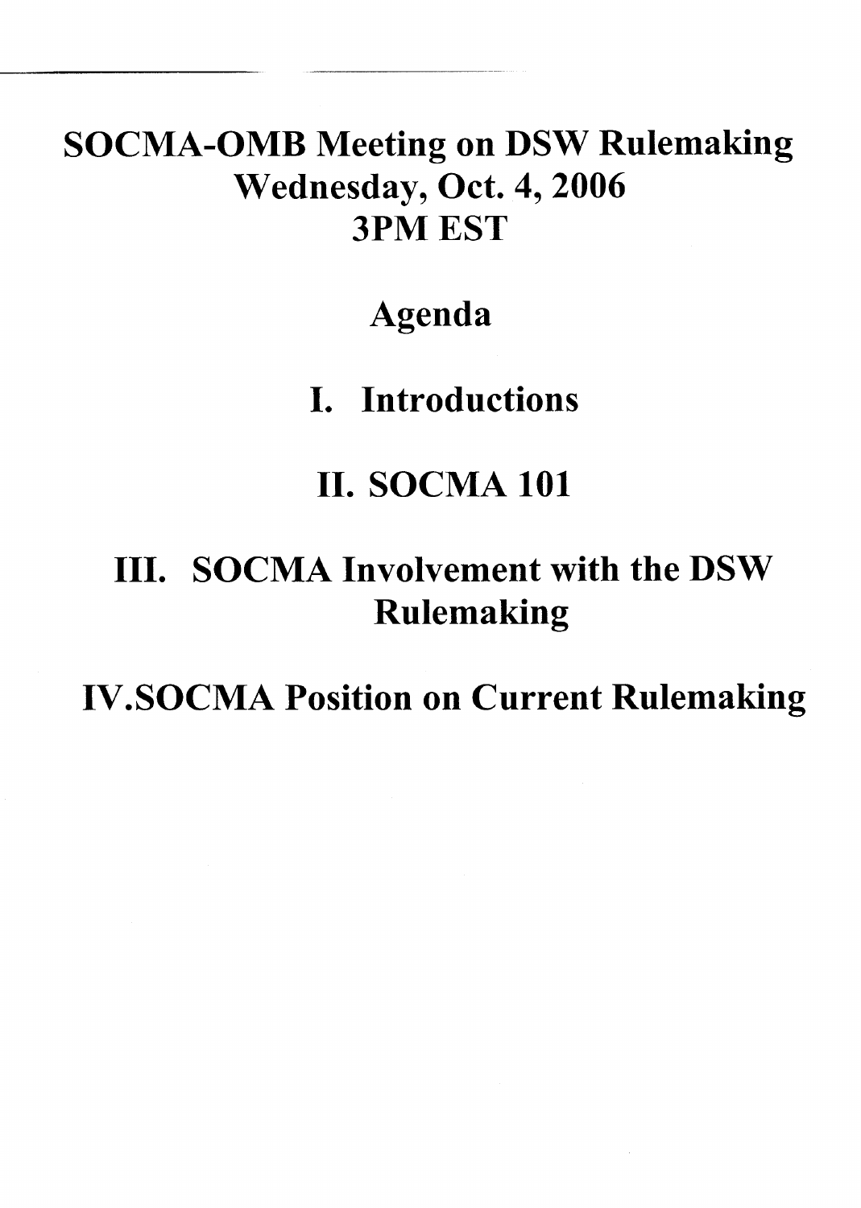# SOCMA-OMB Meeting on DSW Rulemaking
# Wednesday, Oct. 4, 2006
# 3PM EST

## Agenda

## I. Introductions

## II. SOCMA 101

## III. SOCMA Involvement with the DSW Rulemaking

## IV. SOCMA Position on Current Rulemaking